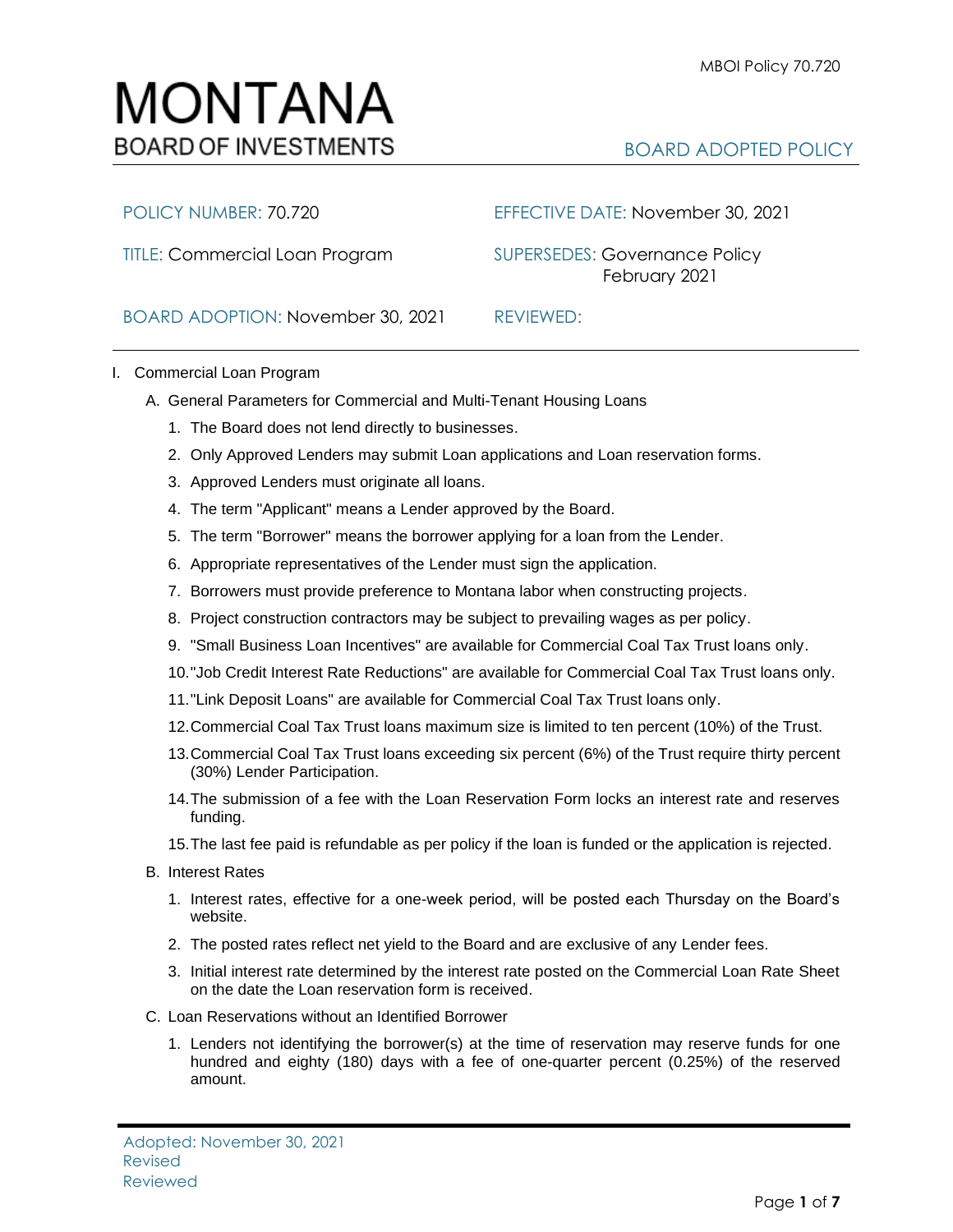# MONTANA
## BOARD OF INVESTMENTS

**BOARD ADOPTED POLICY**

| | |
|---|---|
| POLICY NUMBER: 70.720 | EFFECTIVE DATE: November 30, 2021 |
| TITLE: Commercial Loan Program | SUPERSEDES: Governance Policy February 2021 |
| BOARD ADOPTION: November 30, 2021 | REVIEWED: |

I. Commercial Loan Program

A. General Parameters for Commercial and Multi-Tenant Housing Loans

1. The Board does not lend directly to businesses.
2. Only Approved Lenders may submit Loan applications and Loan reservation forms.
3. Approved Lenders must originate all loans.
4. The term "Applicant" means a Lender approved by the Board.
5. The term "Borrower" means the borrower applying for a loan from the Lender.
6. Appropriate representatives of the Lender must sign the application.
7. Borrowers must provide preference to Montana labor when constructing projects.
8. Project construction contractors may be subject to prevailing wages as per policy.
9. "Small Business Loan Incentives" are available for Commercial Coal Tax Trust loans only.
10. "Job Credit Interest Rate Reductions" are available for Commercial Coal Tax Trust loans only.
11. "Link Deposit Loans" are available for Commercial Coal Tax Trust loans only.
12. Commercial Coal Tax Trust loans maximum size is limited to ten percent (10%) of the Trust.
13. Commercial Coal Tax Trust loans exceeding six percent (6%) of the Trust require thirty percent (30%) Lender Participation.
14. The submission of a fee with the Loan Reservation Form locks an interest rate and reserves funding.
15. The last fee paid is refundable as per policy if the loan is funded or the application is rejected.

B. Interest Rates

1. Interest rates, effective for a one-week period, will be posted each Thursday on the Board's website.
2. The posted rates reflect net yield to the Board and are exclusive of any Lender fees.
3. Initial interest rate determined by the interest rate posted on the Commercial Loan Rate Sheet on the date the Loan reservation form is received.

C. Loan Reservations without an Identified Borrower

1. Lenders not identifying the borrower(s) at the time of reservation may reserve funds for one hundred and eighty (180) days with a fee of one-quarter percent (0.25%) of the reserved amount.

Adopted: November 30, 2021
Revised
Reviewed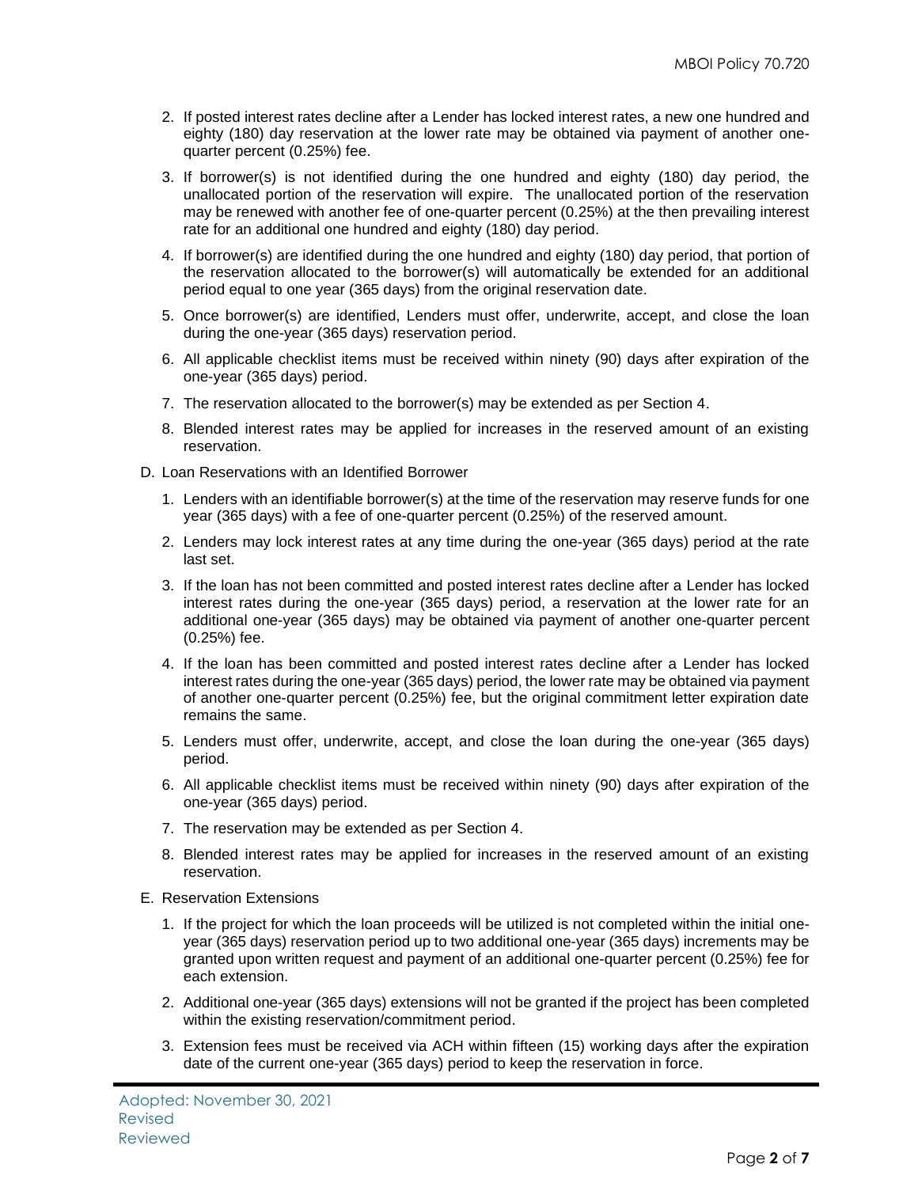2. If posted interest rates decline after a Lender has locked interest rates, a new one hundred and eighty (180) day reservation at the lower rate may be obtained via payment of another one-quarter percent (0.25%) fee.
3. If borrower(s) is not identified during the one hundred and eighty (180) day period, the unallocated portion of the reservation will expire. The unallocated portion of the reservation may be renewed with another fee of one-quarter percent (0.25%) at the then prevailing interest rate for an additional one hundred and eighty (180) day period.
4. If borrower(s) are identified during the one hundred and eighty (180) day period, that portion of the reservation allocated to the borrower(s) will automatically be extended for an additional period equal to one year (365 days) from the original reservation date.
5. Once borrower(s) are identified, Lenders must offer, underwrite, accept, and close the loan during the one-year (365 days) reservation period.
6. All applicable checklist items must be received within ninety (90) days after expiration of the one-year (365 days) period.
7. The reservation allocated to the borrower(s) may be extended as per Section 4.
8. Blended interest rates may be applied for increases in the reserved amount of an existing reservation.

D. Loan Reservations with an Identified Borrower

1. Lenders with an identifiable borrower(s) at the time of the reservation may reserve funds for one year (365 days) with a fee of one-quarter percent (0.25%) of the reserved amount.
2. Lenders may lock interest rates at any time during the one-year (365 days) period at the rate last set.
3. If the loan has not been committed and posted interest rates decline after a Lender has locked interest rates during the one-year (365 days) period, a reservation at the lower rate for an additional one-year (365 days) may be obtained via payment of another one-quarter percent (0.25%) fee.
4. If the loan has been committed and posted interest rates decline after a Lender has locked interest rates during the one-year (365 days) period, the lower rate may be obtained via payment of another one-quarter percent (0.25%) fee, but the original commitment letter expiration date remains the same.
5. Lenders must offer, underwrite, accept, and close the loan during the one-year (365 days) period.
6. All applicable checklist items must be received within ninety (90) days after expiration of the one-year (365 days) period.
7. The reservation may be extended as per Section 4.
8. Blended interest rates may be applied for increases in the reserved amount of an existing reservation.

E. Reservation Extensions

1. If the project for which the loan proceeds will be utilized is not completed within the initial one-year (365 days) reservation period up to two additional one-year (365 days) increments may be granted upon written request and payment of an additional one-quarter percent (0.25%) fee for each extension.
2. Additional one-year (365 days) extensions will not be granted if the project has been completed within the existing reservation/commitment period.
3. Extension fees must be received via ACH within fifteen (15) working days after the expiration date of the current one-year (365 days) period to keep the reservation in force.

Adopted: November 30, 2021
Revised
Reviewed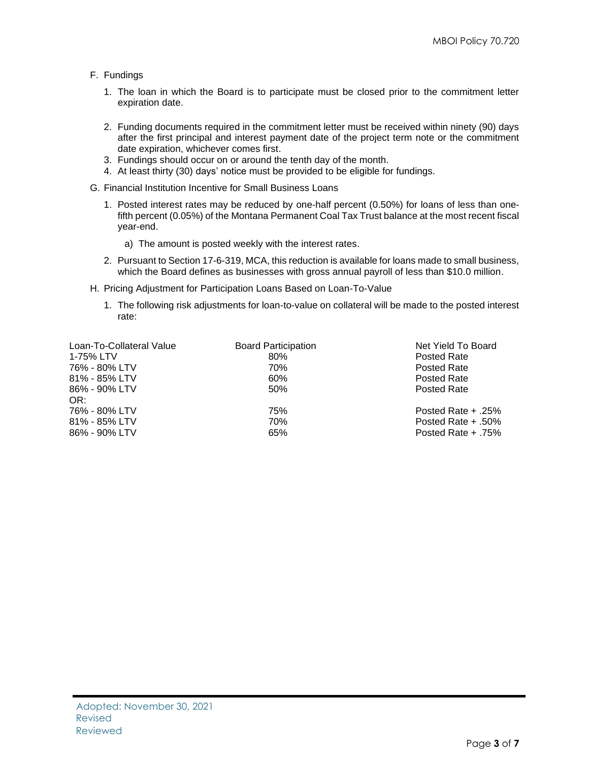F. Fundings

1. The loan in which the Board is to participate must be closed prior to the commitment letter expiration date.
2. Funding documents required in the commitment letter must be received within ninety (90) days after the first principal and interest payment date of the project term note or the commitment date expiration, whichever comes first.
3. Fundings should occur on or around the tenth day of the month.
4. At least thirty (30) days' notice must be provided to be eligible for fundings.

G. Financial Institution Incentive for Small Business Loans

1. Posted interest rates may be reduced by one-half percent (0.50%) for loans of less than one-fifth percent (0.05%) of the Montana Permanent Coal Tax Trust balance at the most recent fiscal year-end.
   a) The amount is posted weekly with the interest rates.
2. Pursuant to Section 17-6-319, MCA, this reduction is available for loans made to small business, which the Board defines as businesses with gross annual payroll of less than $10.0 million.

H. Pricing Adjustment for Participation Loans Based on Loan-To-Value

1. The following risk adjustments for loan-to-value on collateral will be made to the posted interest rate:

| Loan-To-Collateral Value | Board Participation | Net Yield To Board |
|---|---|---|
| 1-75% LTV | 80% | Posted Rate |
| 76% - 80% LTV | 70% | Posted Rate |
| 81% - 85% LTV | 60% | Posted Rate |
| 86% - 90% LTV | 50% | Posted Rate |
| OR: | | |
| 76% - 80% LTV | 75% | Posted Rate + .25% |
| 81% - 85% LTV | 70% | Posted Rate + .50% |
| 86% - 90% LTV | 65% | Posted Rate + .75% |

Adopted: November 30, 2021
Revised
Reviewed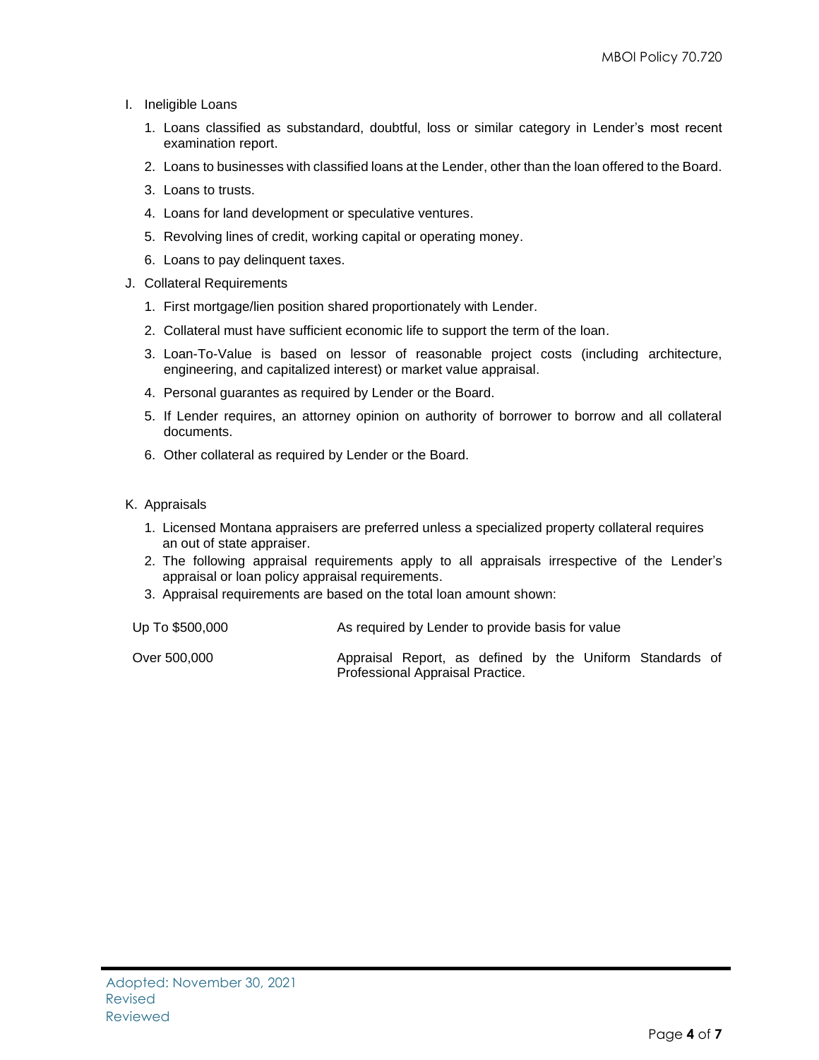I. Ineligible Loans

1. Loans classified as substandard, doubtful, loss or similar category in Lender's most recent examination report.
2. Loans to businesses with classified loans at the Lender, other than the loan offered to the Board.
3. Loans to trusts.
4. Loans for land development or speculative ventures.
5. Revolving lines of credit, working capital or operating money.
6. Loans to pay delinquent taxes.

J. Collateral Requirements

1. First mortgage/lien position shared proportionately with Lender.
2. Collateral must have sufficient economic life to support the term of the loan.
3. Loan-To-Value is based on lessor of reasonable project costs (including architecture, engineering, and capitalized interest) or market value appraisal.
4. Personal guarantes as required by Lender or the Board.
5. If Lender requires, an attorney opinion on authority of borrower to borrow and all collateral documents.
6. Other collateral as required by Lender or the Board.

K. Appraisals

1. Licensed Montana appraisers are preferred unless a specialized property collateral requires an out of state appraiser.
2. The following appraisal requirements apply to all appraisals irrespective of the Lender's appraisal or loan policy appraisal requirements.
3. Appraisal requirements are based on the total loan amount shown:

| | |
|---|---|
| Up To $500,000 | As required by Lender to provide basis for value |
| Over 500,000 | Appraisal Report, as defined by the Uniform Standards of Professional Appraisal Practice. |

Adopted: November 30, 2021
Revised
Reviewed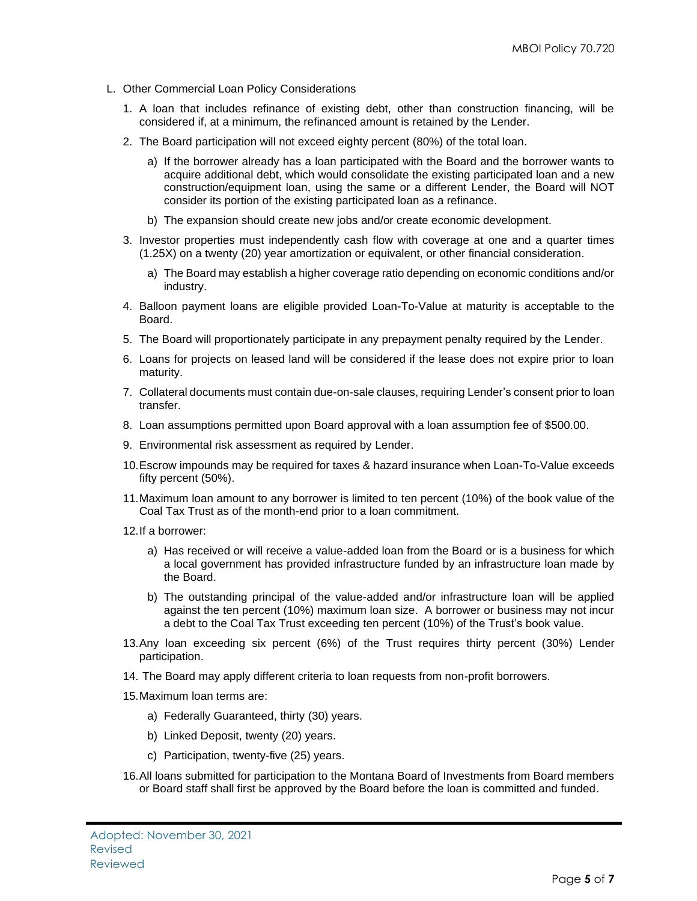L. Other Commercial Loan Policy Considerations

1. A loan that includes refinance of existing debt, other than construction financing, will be considered if, at a minimum, the refinanced amount is retained by the Lender.
2. The Board participation will not exceed eighty percent (80%) of the total loan.
   a) If the borrower already has a loan participated with the Board and the borrower wants to acquire additional debt, which would consolidate the existing participated loan and a new construction/equipment loan, using the same or a different Lender, the Board will NOT consider its portion of the existing participated loan as a refinance.
   b) The expansion should create new jobs and/or create economic development.
3. Investor properties must independently cash flow with coverage at one and a quarter times (1.25X) on a twenty (20) year amortization or equivalent, or other financial consideration.
   a) The Board may establish a higher coverage ratio depending on economic conditions and/or industry.
4. Balloon payment loans are eligible provided Loan-To-Value at maturity is acceptable to the Board.
5. The Board will proportionately participate in any prepayment penalty required by the Lender.
6. Loans for projects on leased land will be considered if the lease does not expire prior to loan maturity.
7. Collateral documents must contain due-on-sale clauses, requiring Lender's consent prior to loan transfer.
8. Loan assumptions permitted upon Board approval with a loan assumption fee of $500.00.
9. Environmental risk assessment as required by Lender.
10. Escrow impounds may be required for taxes & hazard insurance when Loan-To-Value exceeds fifty percent (50%).
11. Maximum loan amount to any borrower is limited to ten percent (10%) of the book value of the Coal Tax Trust as of the month-end prior to a loan commitment.
12. If a borrower:
    a) Has received or will receive a value-added loan from the Board or is a business for which a local government has provided infrastructure funded by an infrastructure loan made by the Board.
    b) The outstanding principal of the value-added and/or infrastructure loan will be applied against the ten percent (10%) maximum loan size. A borrower or business may not incur a debt to the Coal Tax Trust exceeding ten percent (10%) of the Trust's book value.
13. Any loan exceeding six percent (6%) of the Trust requires thirty percent (30%) Lender participation.
14. The Board may apply different criteria to loan requests from non-profit borrowers.
15. Maximum loan terms are:
    a) Federally Guaranteed, thirty (30) years.
    b) Linked Deposit, twenty (20) years.
    c) Participation, twenty-five (25) years.
16. All loans submitted for participation to the Montana Board of Investments from Board members or Board staff shall first be approved by the Board before the loan is committed and funded.

Adopted: November 30, 2021
Revised
Reviewed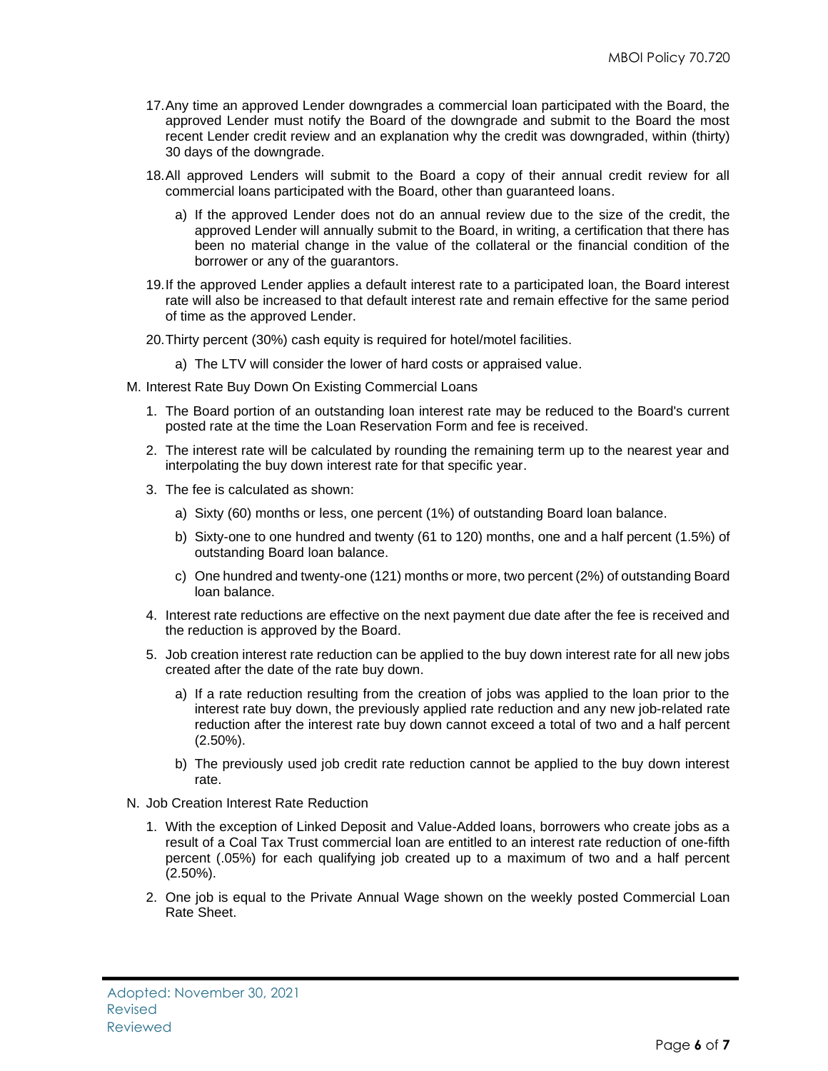17. Any time an approved Lender downgrades a commercial loan participated with the Board, the approved Lender must notify the Board of the downgrade and submit to the Board the most recent Lender credit review and an explanation why the credit was downgraded, within (thirty) 30 days of the downgrade.

18. All approved Lenders will submit to the Board a copy of their annual credit review for all commercial loans participated with the Board, other than guaranteed loans.

    a) If the approved Lender does not do an annual review due to the size of the credit, the approved Lender will annually submit to the Board, in writing, a certification that there has been no material change in the value of the collateral or the financial condition of the borrower or any of the guarantors.

19. If the approved Lender applies a default interest rate to a participated loan, the Board interest rate will also be increased to that default interest rate and remain effective for the same period of time as the approved Lender.

20. Thirty percent (30%) cash equity is required for hotel/motel facilities.

    a) The LTV will consider the lower of hard costs or appraised value.

M. Interest Rate Buy Down On Existing Commercial Loans

1. The Board portion of an outstanding loan interest rate may be reduced to the Board's current posted rate at the time the Loan Reservation Form and fee is received.

2. The interest rate will be calculated by rounding the remaining term up to the nearest year and interpolating the buy down interest rate for that specific year.

3. The fee is calculated as shown:

    a) Sixty (60) months or less, one percent (1%) of outstanding Board loan balance.

    b) Sixty-one to one hundred and twenty (61 to 120) months, one and a half percent (1.5%) of outstanding Board loan balance.

    c) One hundred and twenty-one (121) months or more, two percent (2%) of outstanding Board loan balance.

4. Interest rate reductions are effective on the next payment due date after the fee is received and the reduction is approved by the Board.

5. Job creation interest rate reduction can be applied to the buy down interest rate for all new jobs created after the date of the rate buy down.

    a) If a rate reduction resulting from the creation of jobs was applied to the loan prior to the interest rate buy down, the previously applied rate reduction and any new job-related rate reduction after the interest rate buy down cannot exceed a total of two and a half percent (2.50%).

    b) The previously used job credit rate reduction cannot be applied to the buy down interest rate.

N. Job Creation Interest Rate Reduction

1. With the exception of Linked Deposit and Value-Added loans, borrowers who create jobs as a result of a Coal Tax Trust commercial loan are entitled to an interest rate reduction of one-fifth percent (.05%) for each qualifying job created up to a maximum of two and a half percent (2.50%).

2. One job is equal to the Private Annual Wage shown on the weekly posted Commercial Loan Rate Sheet.

Adopted: November 30, 2021
Revised
Reviewed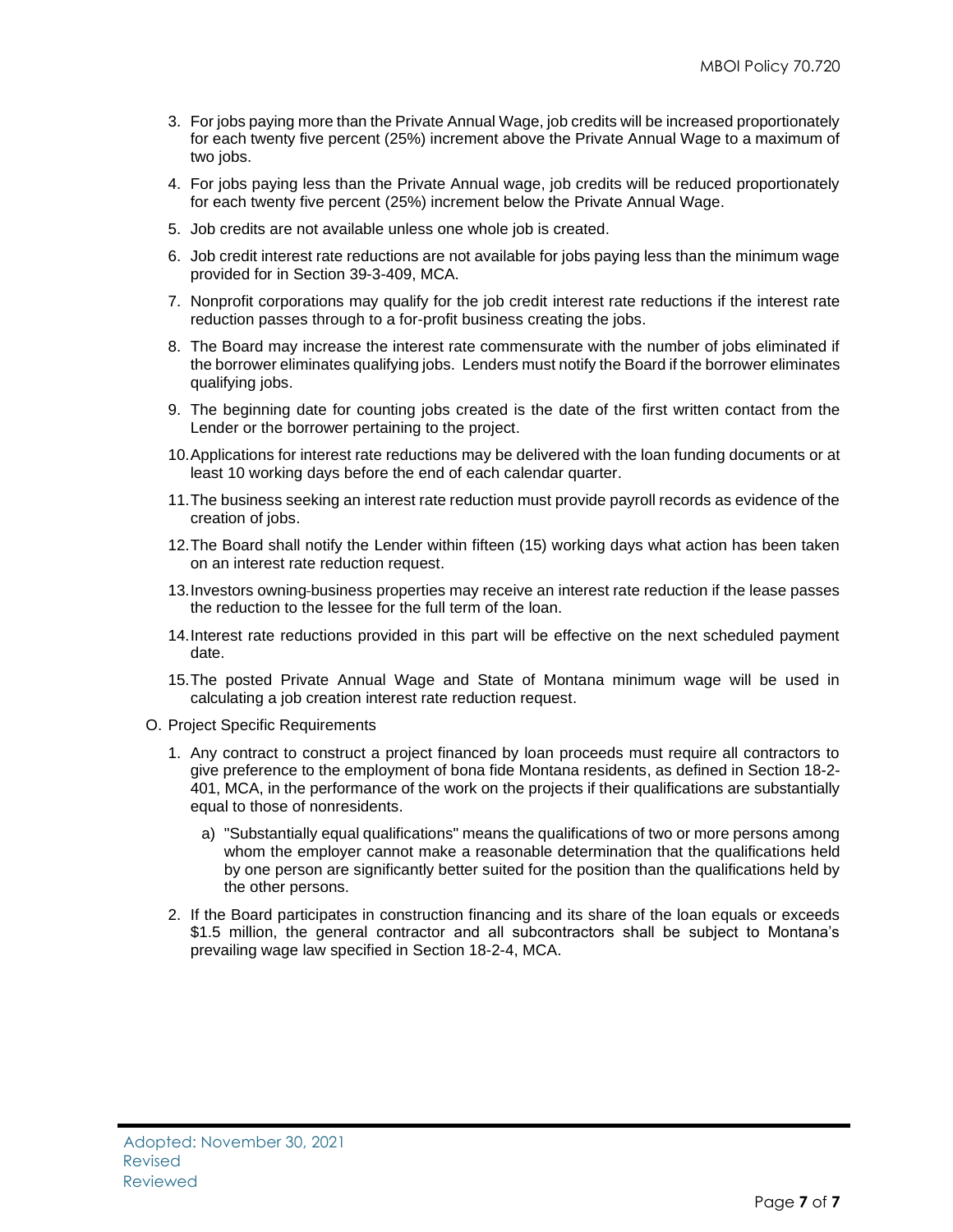3. For jobs paying more than the Private Annual Wage, job credits will be increased proportionately for each twenty five percent (25%) increment above the Private Annual Wage to a maximum of two jobs.
4. For jobs paying less than the Private Annual wage, job credits will be reduced proportionately for each twenty five percent (25%) increment below the Private Annual Wage.
5. Job credits are not available unless one whole job is created.
6. Job credit interest rate reductions are not available for jobs paying less than the minimum wage provided for in Section 39-3-409, MCA.
7. Nonprofit corporations may qualify for the job credit interest rate reductions if the interest rate reduction passes through to a for-profit business creating the jobs.
8. The Board may increase the interest rate commensurate with the number of jobs eliminated if the borrower eliminates qualifying jobs. Lenders must notify the Board if the borrower eliminates qualifying jobs.
9. The beginning date for counting jobs created is the date of the first written contact from the Lender or the borrower pertaining to the project.
10. Applications for interest rate reductions may be delivered with the loan funding documents or at least 10 working days before the end of each calendar quarter.
11. The business seeking an interest rate reduction must provide payroll records as evidence of the creation of jobs.
12. The Board shall notify the Lender within fifteen (15) working days what action has been taken on an interest rate reduction request.
13. Investors owning business properties may receive an interest rate reduction if the lease passes the reduction to the lessee for the full term of the loan.
14. Interest rate reductions provided in this part will be effective on the next scheduled payment date.
15. The posted Private Annual Wage and State of Montana minimum wage will be used in calculating a job creation interest rate reduction request.

O. Project Specific Requirements

1. Any contract to construct a project financed by loan proceeds must require all contractors to give preference to the employment of bona fide Montana residents, as defined in Section 18-2-401, MCA, in the performance of the work on the projects if their qualifications are substantially equal to those of nonresidents.
   a) "Substantially equal qualifications" means the qualifications of two or more persons among whom the employer cannot make a reasonable determination that the qualifications held by one person are significantly better suited for the position than the qualifications held by the other persons.
2. If the Board participates in construction financing and its share of the loan equals or exceeds $1.5 million, the general contractor and all subcontractors shall be subject to Montana's prevailing wage law specified in Section 18-2-4, MCA.

Adopted: November 30, 2021
Revised
Reviewed